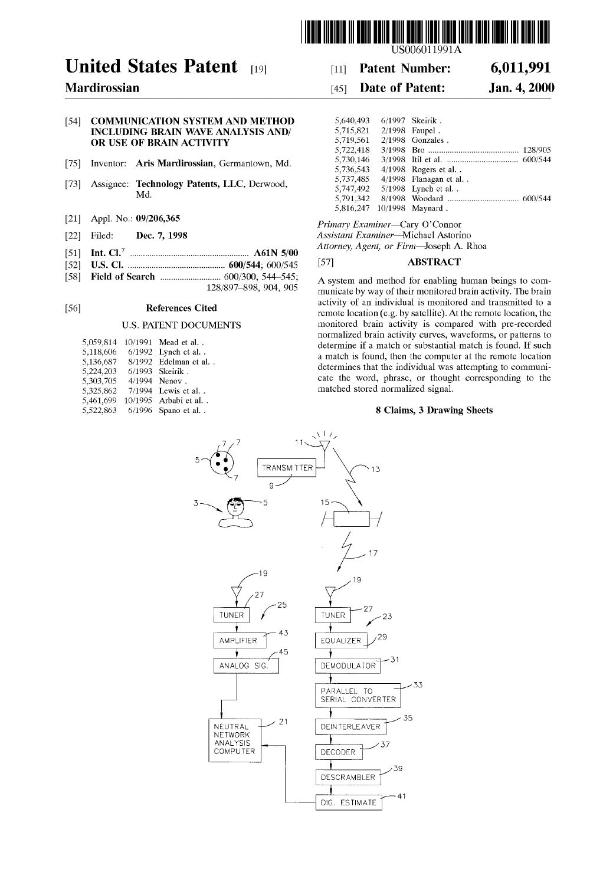US006011991A

# United States Patent [19]

**Mardirossian**

[11] **Patent Number: 6,011,991**

[45] **Date of Patent: Jan. 4, 2000**

[54] **COMMUNICATION SYSTEM AND METHOD INCLUDING BRAIN WAVE ANALYSIS AND/OR USE OF BRAIN ACTIVITY**

[75] Inventor: **Aris Mardirossian**, Germantown, Md.

[73] Assignee: **Technology Patents, LLC**, Derwood, Md.

[21] Appl. No.: **09/206,365**

[22] Filed: **Dec. 7, 1998**

[51] **Int. Cl.**[7] ........................ **A61N 5/00**

[52] **U.S. Cl.** ........................ **600/544**; 600/545

[58] **Field of Search** ........................ 600/300, 544–545; 128/897–898, 904, 905

[56] **References Cited**

U.S. PATENT DOCUMENTS

| | | | |
|---|---|---|---|
| 5,059,814 | 10/1991 | Mead et al. . | |
| 5,118,606 | 6/1992 | Lynch et al. . | |
| 5,136,687 | 8/1992 | Edelman et al. . | |
| 5,224,203 | 6/1993 | Skeirik . | |
| 5,303,705 | 4/1994 | Nenov . | |
| 5,325,862 | 7/1994 | Lewis et al. . | |
| 5,461,699 | 10/1995 | Arbabi et al. . | |
| 5,522,863 | 6/1996 | Spano et al. . | |
| 5,640,493 | 6/1997 | Skeirik . | |
| 5,715,821 | 2/1998 | Faupel . | |
| 5,719,561 | 2/1998 | Gonzales . | |
| 5,722,418 | 3/1998 | Bro | 128/905 |
| 5,730,146 | 3/1998 | Itil et al. | 600/544 |
| 5,736,543 | 4/1998 | Rogers et al. . | |
| 5,737,485 | 4/1998 | Flanagan et al. . | |
| 5,747,492 | 5/1998 | Lynch et al. . | |
| 5,791,342 | 8/1998 | Woodard | 600/544 |
| 5,816,247 | 10/1998 | Maynard . | |

*Primary Examiner*—Cary O'Connor
*Assistant Examiner*—Michael Astorino
*Attorney, Agent, or Firm*—Joseph A. Rhoa

[57] **ABSTRACT**

A system and method for enabling human beings to communicate by way of their monitored brain activity. The brain activity of an individual is monitored and transmitted to a remote location (e.g. by satellite). At the remote location, the monitored brain activity is compared with pre-recorded normalized brain activity curves, waveforms, or patterns to determine if a match or substantial match is found. If such a match is found, then the computer at the remote location determines that the individual was attempting to communicate the word, phrase, or thought corresponding to the matched stored normalized signal.

**8 Claims, 3 Drawing Sheets**

TRANSMITTER
TUNER
AMPLIFIER
ANALOG SIG.
NEUTRAL NETWORK ANALYSIS COMPUTER
TUNER
EQUALIZER
DEMODULATOR
PARALLEL TO SERIAL CONVERTER
DEINTERLEAVER
DECODER
DESCRAMBLER
DIG. ESTIMATE
3 5 7 9 11 13 15 17 19 21 23 25 27 29 31 33 35 37 39 41 43 45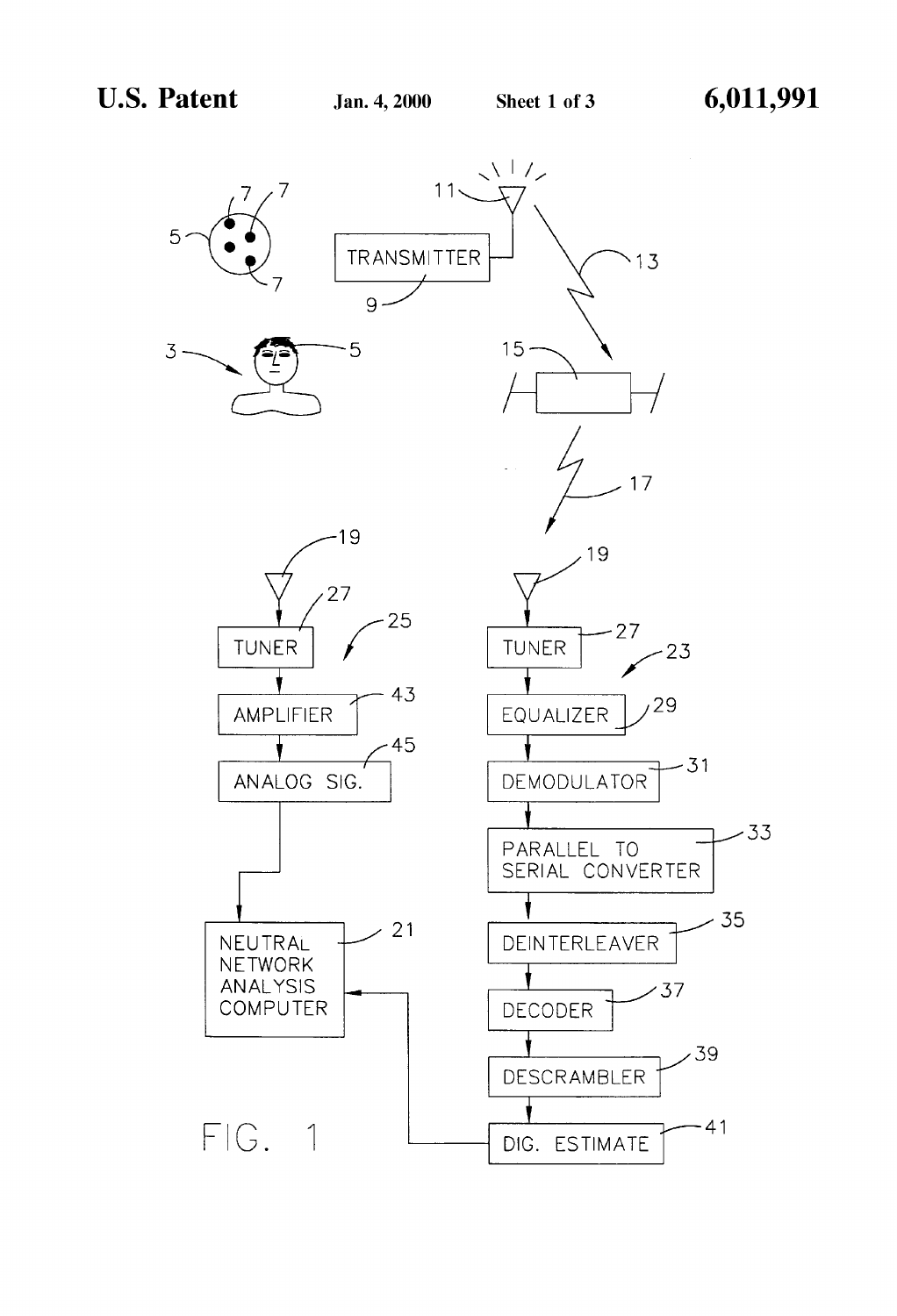TRANSMITTER

TUNER

AMPLIFIER

ANALOG SIG.

NEUTRAL NETWORK ANALYSIS COMPUTER

EQUALIZER

DEMODULATOR

PARALLEL TO SERIAL CONVERTER

DEINTERLEAVER

DECODER

DESCRAMBLER

DIG. ESTIMATE

FIG. 1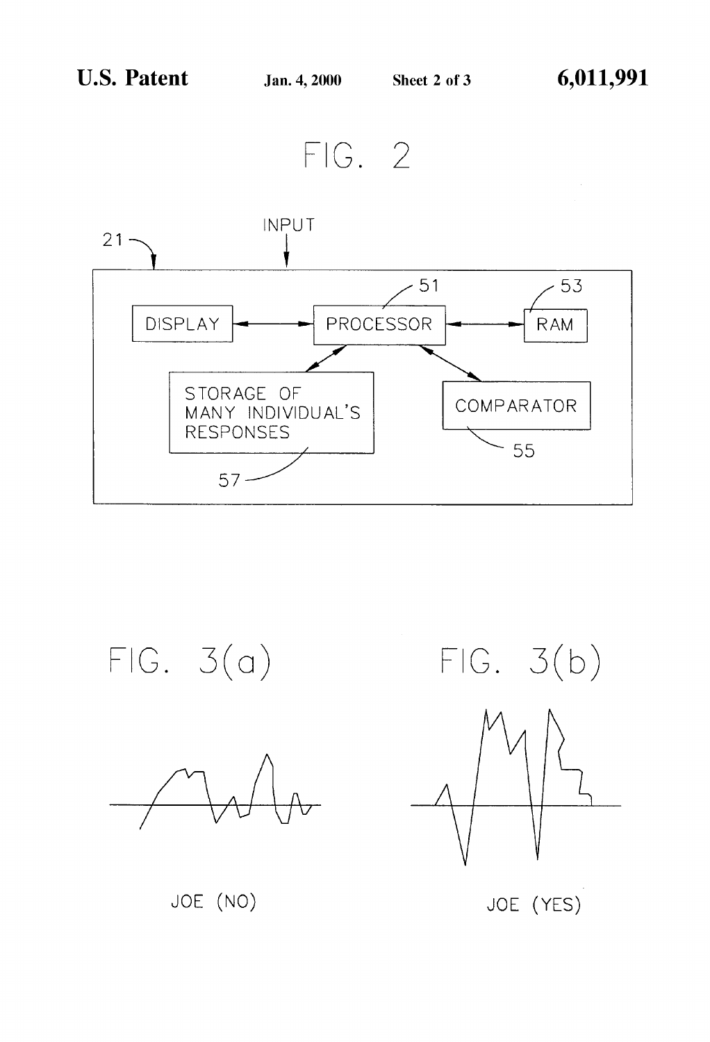FIG. 2

INPUT

21

DISPLAY

PROCESSOR

51

RAM

53

STORAGE OF MANY INDIVIDUAL'S RESPONSES

57

COMPARATOR

55

FIG. 3(a)

JOE (NO)

FIG. 3(b)

JOE (YES)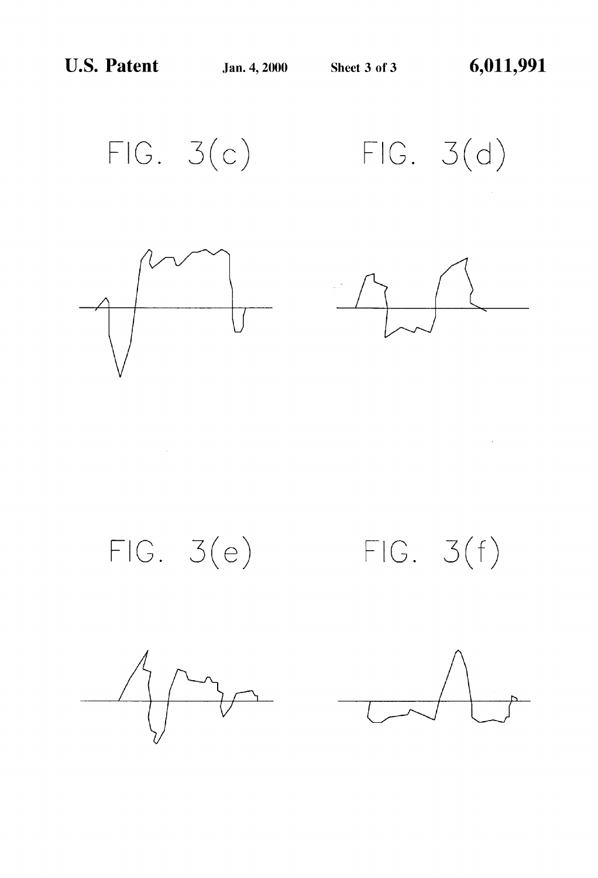FIG. 3(c)

FIG. 3(d)

FIG. 3(e)

FIG. 3(f)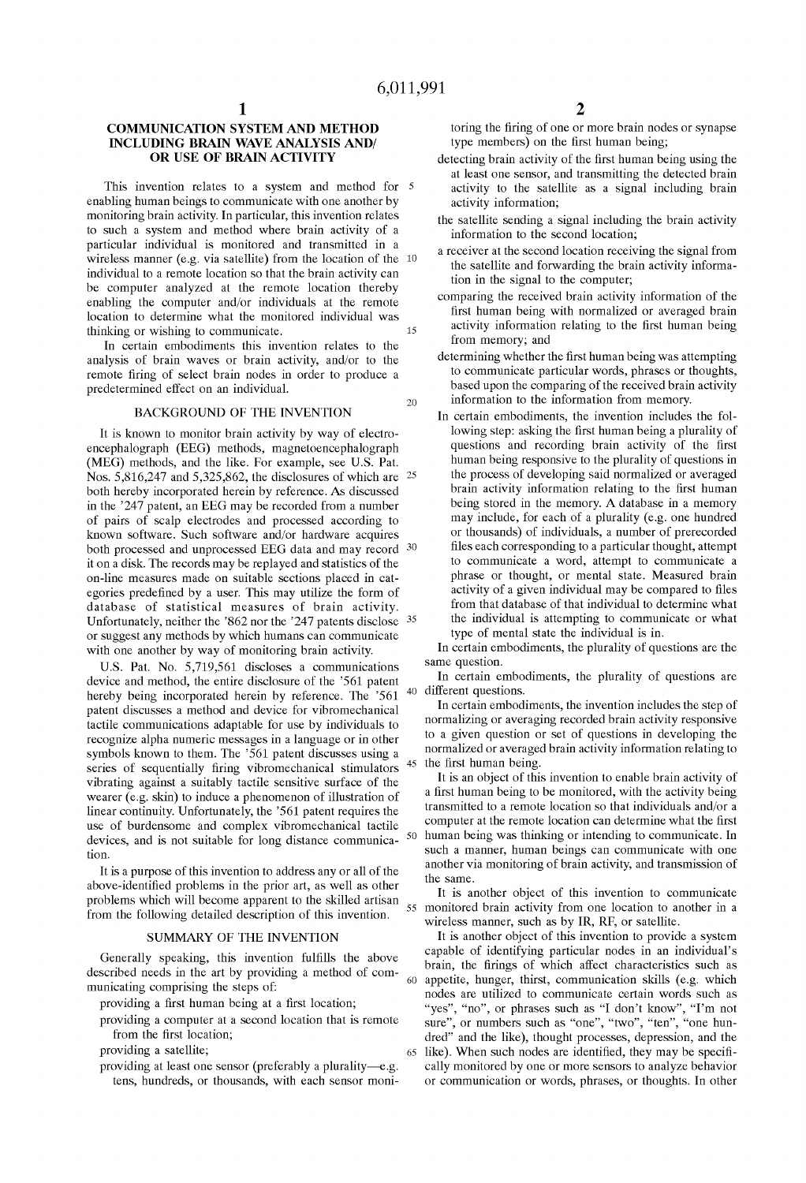# COMMUNICATION SYSTEM AND METHOD INCLUDING BRAIN WAVE ANALYSIS AND/OR USE OF BRAIN ACTIVITY

This invention relates to a system and method for enabling human beings to communicate with one another by monitoring brain activity. In particular, this invention relates to such a system and method where brain activity of a particular individual is monitored and transmitted in a wireless manner (e.g. via satellite) from the location of the individual to a remote location so that the brain activity can be computer analyzed at the remote location thereby enabling the computer and/or individuals at the remote location to determine what the monitored individual was thinking or wishing to communicate.

In certain embodiments this invention relates to the analysis of brain waves or brain activity, and/or to the remote firing of select brain nodes in order to produce a predetermined effect on an individual.

## BACKGROUND OF THE INVENTION

It is known to monitor brain activity by way of electroencephalograph (EEG) methods, magnetoencephalograph (MEG) methods, and the like. For example, see U.S. Pat. Nos. 5,816,247 and 5,325,862, the disclosures of which are both hereby incorporated herein by reference. As discussed in the '247 patent, an EEG may be recorded from a number of pairs of scalp electrodes and processed according to known software. Such software and/or hardware acquires both processed and unprocessed EEG data and may record it on a disk. The records may be replayed and statistics of the on-line measures made on suitable sections placed in categories predefined by a user. This may utilize the form of database of statistical measures of brain activity. Unfortunately, neither the '862 nor the '247 patents disclose or suggest any methods by which humans can communicate with one another by way of monitoring brain activity.

U.S. Pat. No. 5,719,561 discloses a communications device and method, the entire disclosure of the '561 patent hereby being incorporated herein by reference. The '561 patent discusses a method and device for vibromechanical tactile communications adaptable for use by individuals to recognize alpha numeric messages in a language or in other symbols known to them. The '561 patent discusses using a series of sequentially firing vibromechanical stimulators vibrating against a suitably tactile sensitive surface of the wearer (e.g. skin) to induce a phenomenon of illustration of linear continuity. Unfortunately, the '561 patent requires the use of burdensome and complex vibromechanical tactile devices, and is not suitable for long distance communication.

It is a purpose of this invention to address any or all of the above-identified problems in the prior art, as well as other problems which will become apparent to the skilled artisan from the following detailed description of this invention.

## SUMMARY OF THE INVENTION

Generally speaking, this invention fulfills the above described needs in the art by providing a method of communicating comprising the steps of:

- providing a first human being at a first location;
- providing a computer at a second location that is remote from the first location;
- providing a satellite;
- providing at least one sensor (preferably a plurality—e.g. tens, hundreds, or thousands, with each sensor monitoring the firing of one or more brain nodes or synapse type members) on the first human being;
- detecting brain activity of the first human being using the at least one sensor, and transmitting the detected brain activity to the satellite as a signal including brain activity information;
- the satellite sending a signal including the brain activity information to the second location;
- a receiver at the second location receiving the signal from the satellite and forwarding the brain activity information in the signal to the computer;
- comparing the received brain activity information of the first human being with normalized or averaged brain activity information relating to the first human being from memory; and
- determining whether the first human being was attempting to communicate particular words, phrases or thoughts, based upon the comparing of the received brain activity information to the information from memory.

In certain embodiments, the invention includes the following step: asking the first human being a plurality of questions and recording brain activity of the first human being responsive to the plurality of questions in the process of developing said normalized or averaged brain activity information relating to the first human being stored in the memory. A database in a memory may include, for each of a plurality (e.g. one hundred or thousands) of individuals, a number of prerecorded files each corresponding to a particular thought, attempt to communicate a word, attempt to communicate a phrase or thought, or mental state. Measured brain activity of a given individual may be compared to files from that database of that individual to determine what the individual is attempting to communicate or what type of mental state the individual is in.

In certain embodiments, the plurality of questions are the same question.

In certain embodiments, the plurality of questions are different questions.

In certain embodiments, the invention includes the step of normalizing or averaging recorded brain activity responsive to a given question or set of questions in developing the normalized or averaged brain activity information relating to the first human being.

It is an object of this invention to enable brain activity of a first human being to be monitored, with the activity being transmitted to a remote location so that individuals and/or a computer at the remote location can determine what the first human being was thinking or intending to communicate. In such a manner, human beings can communicate with one another via monitoring of brain activity, and transmission of the same.

It is another object of this invention to communicate monitored brain activity from one location to another in a wireless manner, such as by IR, RF, or satellite.

It is another object of this invention to provide a system capable of identifying particular nodes in an individual's brain, the firings of which affect characteristics such as appetite, hunger, thirst, communication skills (e.g. which nodes are utilized to communicate certain words such as "yes", "no", or phrases such as "I don't know", "I'm not sure", or numbers such as "one", "two", "ten", "one hundred" and the like), thought processes, depression, and the like). When such nodes are identified, they may be specifically monitored by one or more sensors to analyze behavior or communication or words, phrases, or thoughts. In other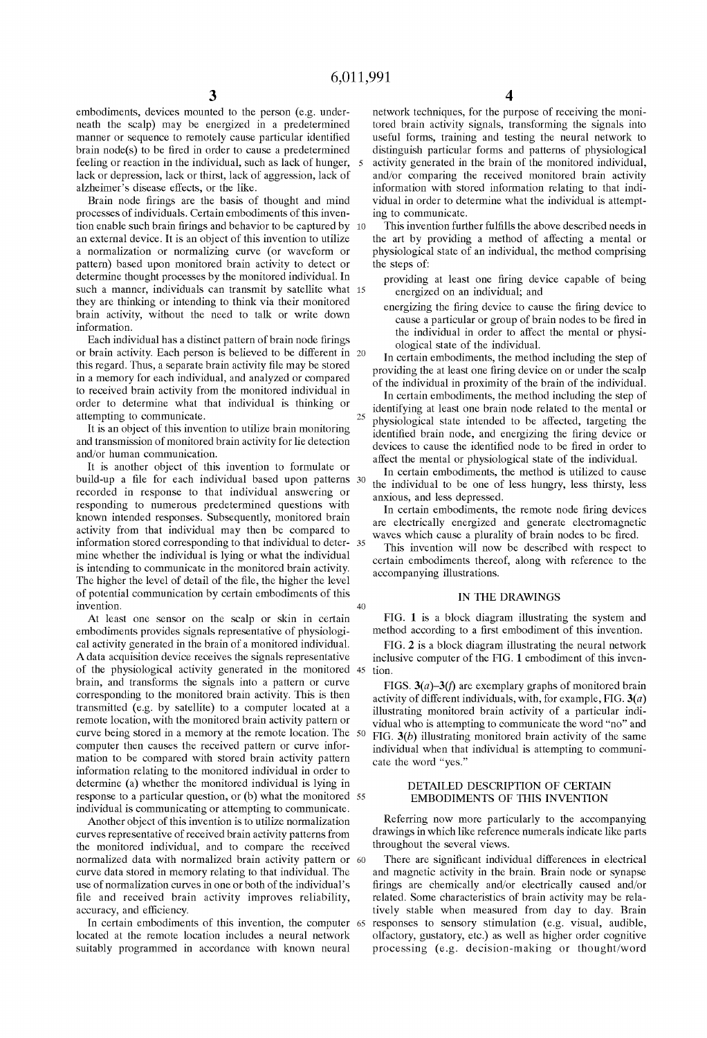embodiments, devices mounted to the person (e.g. underneath the scalp) may be energized in a predetermined manner or sequence to remotely cause particular identified brain node(s) to be fired in order to cause a predetermined feeling or reaction in the individual, such as lack of hunger, lack or depression, lack or thirst, lack of aggression, lack of alzheimer's disease effects, or the like.

Brain node firings are the basis of thought and mind processes of individuals. Certain embodiments of this invention enable such brain firings and behavior to be captured by an external device. It is an object of this invention to utilize a normalization or normalizing curve (or waveform or pattern) based upon monitored brain activity to detect or determine thought processes by the monitored individual. In such a manner, individuals can transmit by satellite what they are thinking or intending to think via their monitored brain activity, without the need to talk or write down information.

Each individual has a distinct pattern of brain node firings or brain activity. Each person is believed to be different in this regard. Thus, a separate brain activity file may be stored in a memory for each individual, and analyzed or compared to received brain activity from the monitored individual in order to determine what that individual is thinking or attempting to communicate.

It is an object of this invention to utilize brain monitoring and transmission of monitored brain activity for lie detection and/or human communication.

It is another object of this invention to formulate or build-up a file for each individual based upon patterns recorded in response to that individual answering or responding to numerous predetermined questions with known intended responses. Subsequently, monitored brain activity from that individual may then be compared to information stored corresponding to that individual to determine whether the individual is lying or what the individual is intending to communicate in the monitored brain activity. The higher the level of detail of the file, the higher the level of potential communication by certain embodiments of this invention.

At least one sensor on the scalp or skin in certain embodiments provides signals representative of physiological activity generated in the brain of a monitored individual. A data acquisition device receives the signals representative of the physiological activity generated in the monitored brain, and transforms the signals into a pattern or curve corresponding to the monitored brain activity. This is then transmitted (e.g. by satellite) to a computer located at a remote location, with the monitored brain activity pattern or curve being stored in a memory at the remote location. The computer then causes the received pattern or curve information to be compared with stored brain activity pattern information relating to the monitored individual in order to determine (a) whether the monitored individual is lying in response to a particular question, or (b) what the monitored individual is communicating or attempting to communicate.

Another object of this invention is to utilize normalization curves representative of received brain activity patterns from the monitored individual, and to compare the received normalized data with normalized brain activity pattern or curve data stored in memory relating to that individual. The use of normalization curves in one or both of the individual's file and received brain activity improves reliability, accuracy, and efficiency.

In certain embodiments of this invention, the computer located at the remote location includes a neural network suitably programmed in accordance with known neural network techniques, for the purpose of receiving the monitored brain activity signals, transforming the signals into useful forms, training and testing the neural network to distinguish particular forms and patterns of physiological activity generated in the brain of the monitored individual, and/or comparing the received monitored brain activity information with stored information relating to that individual in order to determine what the individual is attempting to communicate.

This invention further fulfills the above described needs in the art by providing a method of affecting a mental or physiological state of an individual, the method comprising the steps of:

- providing at least one firing device capable of being energized on an individual; and
- energizing the firing device to cause the firing device to cause a particular or group of brain nodes to be fired in the individual in order to affect the mental or physiological state of the individual.

In certain embodiments, the method including the step of providing the at least one firing device on or under the scalp of the individual in proximity of the brain of the individual.

In certain embodiments, the method including the step of identifying at least one brain node related to the mental or physiological state intended to be affected, targeting the identified brain node, and energizing the firing device or devices to cause the identified node to be fired in order to affect the mental or physiological state of the individual.

In certain embodiments, the method is utilized to cause the individual to be one of less hungry, less thirsty, less anxious, and less depressed.

In certain embodiments, the remote node firing devices are electrically energized and generate electromagnetic waves which cause a plurality of brain nodes to be fired.

This invention will now be described with respect to certain embodiments thereof, along with reference to the accompanying illustrations.

## IN THE DRAWINGS

FIG. 1 is a block diagram illustrating the system and method according to a first embodiment of this invention.

FIG. 2 is a block diagram illustrating the neural network inclusive computer of the FIG. 1 embodiment of this invention.

FIGS. 3(*a*)–3(*f*) are exemplary graphs of monitored brain activity of different individuals, with, for example, FIG. 3(*a*) illustrating monitored brain activity of a particular individual who is attempting to communicate the word "no" and FIG. 3(*b*) illustrating monitored brain activity of the same individual when that individual is attempting to communicate the word "yes."

## DETAILED DESCRIPTION OF CERTAIN EMBODIMENTS OF THIS INVENTION

Referring now more particularly to the accompanying drawings in which like reference numerals indicate like parts throughout the several views.

There are significant individual differences in electrical and magnetic activity in the brain. Brain node or synapse firings are chemically and/or electrically caused and/or related. Some characteristics of brain activity may be relatively stable when measured from day to day. Brain responses to sensory stimulation (e.g. visual, audible, olfactory, gustatory, etc.) as well as higher order cognitive processing (e.g. decision-making or thought/word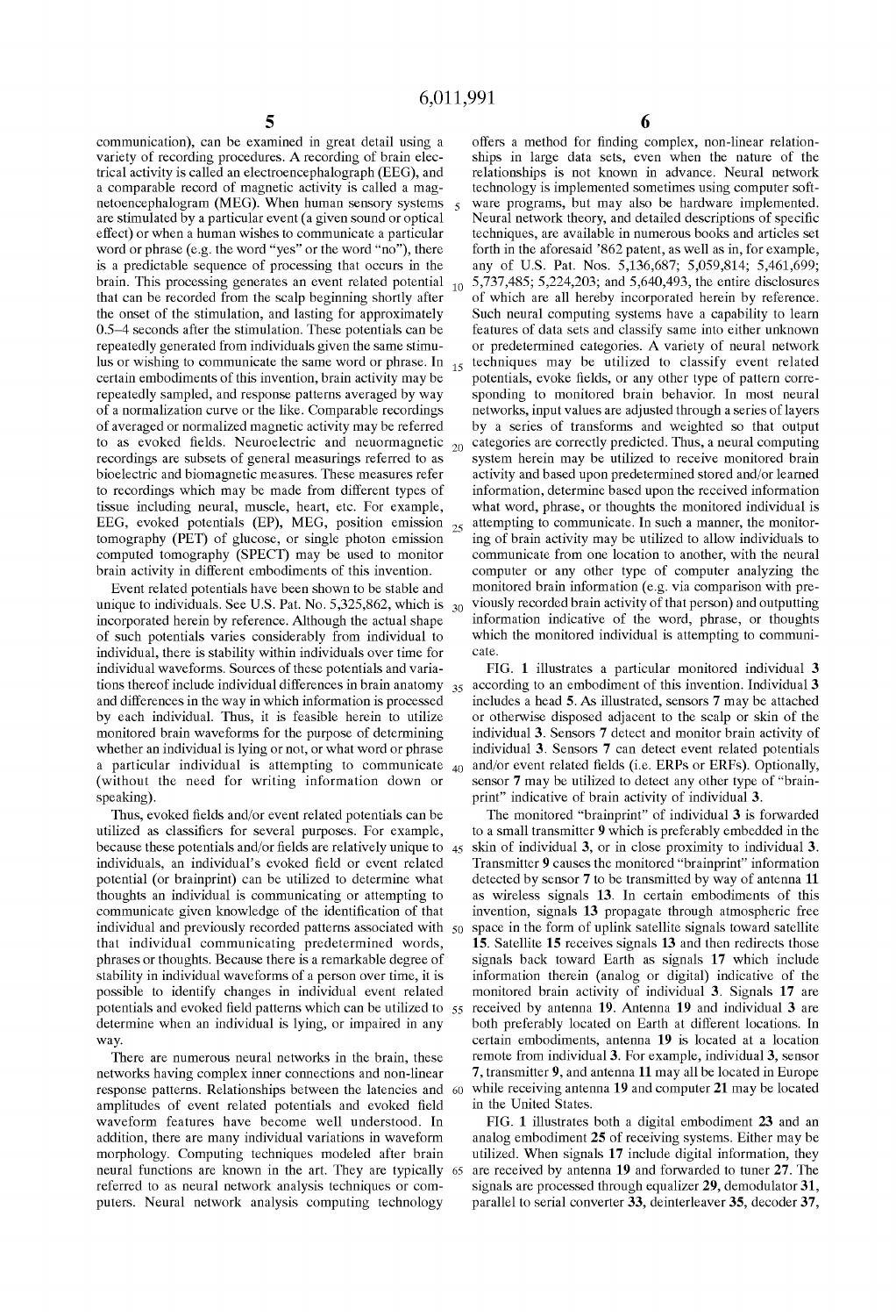communication), can be examined in great detail using a variety of recording procedures. A recording of brain electrical activity is called an electroencephalograph (EEG), and a comparable record of magnetic activity is called a magnetoencephalogram (MEG). When human sensory systems are stimulated by a particular event (a given sound or optical effect) or when a human wishes to communicate a particular word or phrase (e.g. the word "yes" or the word "no"), there is a predictable sequence of processing that occurs in the brain. This processing generates an event related potential that can be recorded from the scalp beginning shortly after the onset of the stimulation, and lasting for approximately 0.5–4 seconds after the stimulation. These potentials can be repeatedly generated from individuals given the same stimulus or wishing to communicate the same word or phrase. In certain embodiments of this invention, brain activity may be repeatedly sampled, and response patterns averaged by way of a normalization curve or the like. Comparable recordings of averaged or normalized magnetic activity may be referred to as evoked fields. Neuroelectric and neuormagnetic recordings are subsets of general measurings referred to as bioelectric and biomagnetic measures. These measures refer to recordings which may be made from different types of tissue including neural, muscle, heart, etc. For example, EEG, evoked potentials (EP), MEG, position emission tomography (PET) of glucose, or single photon emission computed tomography (SPECT) may be used to monitor brain activity in different embodiments of this invention.

Event related potentials have been shown to be stable and unique to individuals. See U.S. Pat. No. 5,325,862, which is incorporated herein by reference. Although the actual shape of such potentials varies considerably from individual to individual, there is stability within individuals over time for individual waveforms. Sources of these potentials and variations thereof include individual differences in brain anatomy and differences in the way in which information is processed by each individual. Thus, it is feasible herein to utilize monitored brain waveforms for the purpose of determining whether an individual is lying or not, or what word or phrase a particular individual is attempting to communicate (without the need for writing information down or speaking).

Thus, evoked fields and/or event related potentials can be utilized as classifiers for several purposes. For example, because these potentials and/or fields are relatively unique to individuals, an individual's evoked field or event related potential (or brainprint) can be utilized to determine what thoughts an individual is communicating or attempting to communicate given knowledge of the identification of that individual and previously recorded patterns associated with that individual communicating predetermined words, phrases or thoughts. Because there is a remarkable degree of stability in individual waveforms of a person over time, it is possible to identify changes in individual event related potentials and evoked field patterns which can be utilized to determine when an individual is lying, or impaired in any way.

There are numerous neural networks in the brain, these networks having complex inner connections and non-linear response patterns. Relationships between the latencies and amplitudes of event related potentials and evoked field waveform features have become well understood. In addition, there are many individual variations in waveform morphology. Computing techniques modeled after brain neural functions are known in the art. They are typically referred to as neural network analysis techniques or computers. Neural network analysis computing technology offers a method for finding complex, non-linear relationships in large data sets, even when the nature of the relationships is not known in advance. Neural network technology is implemented sometimes using computer software programs, but may also be hardware implemented. Neural network theory, and detailed descriptions of specific techniques, are available in numerous books and articles set forth in the aforesaid '862 patent, as well as in, for example, any of U.S. Pat. Nos. 5,136,687; 5,059,814; 5,461,699; 5,737,485; 5,224,203; and 5,640,493, the entire disclosures of which are all hereby incorporated herein by reference. Such neural computing systems have a capability to learn features of data sets and classify same into either unknown or predetermined categories. A variety of neural network techniques may be utilized to classify event related potentials, evoke fields, or any other type of pattern corresponding to monitored brain behavior. In most neural networks, input values are adjusted through a series of layers by a series of transforms and weighted so that output categories are correctly predicted. Thus, a neural computing system herein may be utilized to receive monitored brain activity and based upon predetermined stored and/or learned information, determine based upon the received information what word, phrase, or thoughts the monitored individual is attempting to communicate. In such a manner, the monitoring of brain activity may be utilized to allow individuals to communicate from one location to another, with the neural computer or any other type of computer analyzing the monitored brain information (e.g. via comparison with previously recorded brain activity of that person) and outputting information indicative of the word, phrase, or thoughts which the monitored individual is attempting to communicate.

FIG. 1 illustrates a particular monitored individual **3** according to an embodiment of this invention. Individual **3** includes a head **5**. As illustrated, sensors **7** may be attached or otherwise disposed adjacent to the scalp or skin of the individual **3**. Sensors **7** detect and monitor brain activity of individual **3**. Sensors **7** can detect event related potentials and/or event related fields (i.e. ERPs or ERFs). Optionally, sensor **7** may be utilized to detect any other type of "brainprint" indicative of brain activity of individual **3**.

The monitored "brainprint" of individual **3** is forwarded to a small transmitter **9** which is preferably embedded in the skin of individual **3**, or in close proximity to individual **3**. Transmitter **9** causes the monitored "brainprint" information detected by sensor **7** to be transmitted by way of antenna **11** as wireless signals **13**. In certain embodiments of this invention, signals **13** propagate through atmospheric free space in the form of uplink satellite signals toward satellite **15**. Satellite **15** receives signals **13** and then redirects those signals back toward Earth as signals **17** which include information therein (analog or digital) indicative of the monitored brain activity of individual **3**. Signals **17** are received by antenna **19**. Antenna **19** and individual **3** are both preferably located on Earth at different locations. In certain embodiments, antenna **19** is located at a location remote from individual **3**. For example, individual **3**, sensor **7**, transmitter **9**, and antenna **11** may all be located in Europe while receiving antenna **19** and computer **21** may be located in the United States.

FIG. 1 illustrates both a digital embodiment **23** and an analog embodiment **25** of receiving systems. Either may be utilized. When signals **17** include digital information, they are received by antenna **19** and forwarded to tuner **27**. The signals are processed through equalizer **29**, demodulator **31**, parallel to serial converter **33**, deinterleaver **35**, decoder **37**,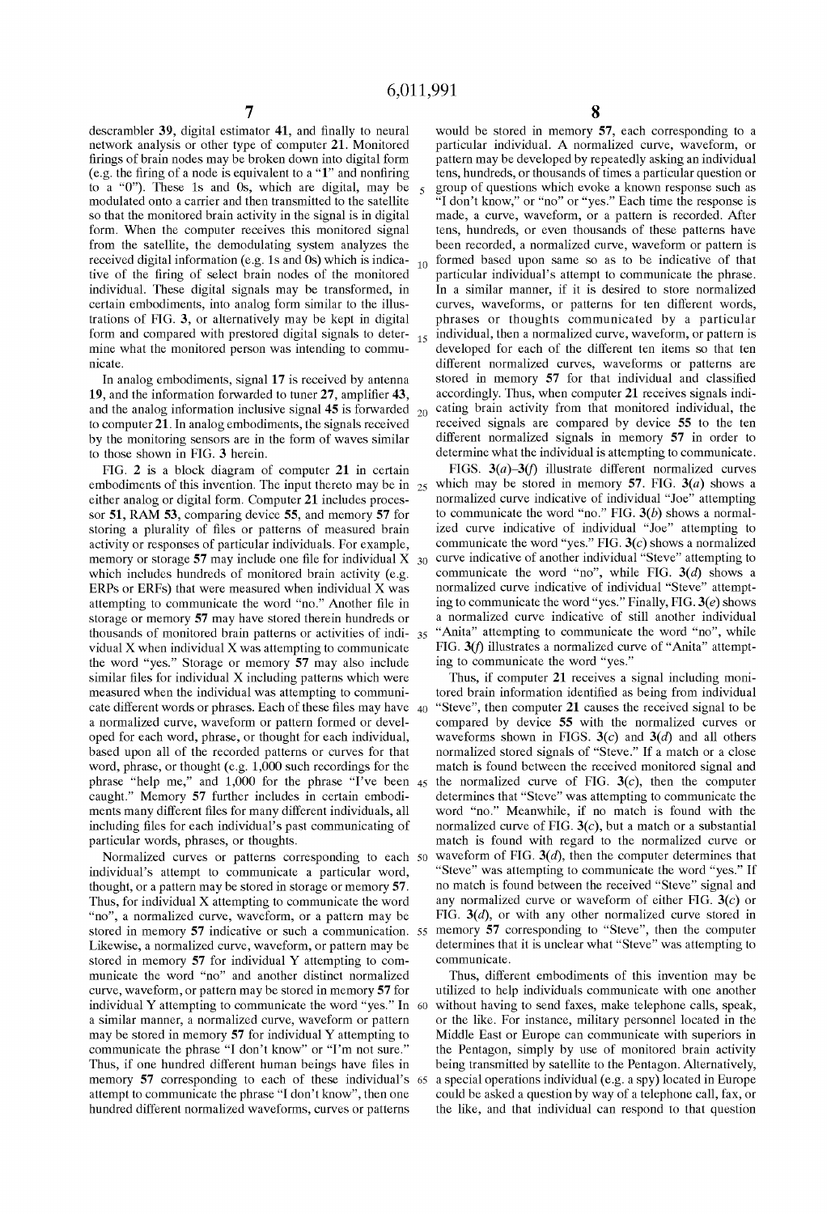descrambler 39, digital estimator 41, and finally to neural network analysis or other type of computer 21. Monitored firings of brain nodes may be broken down into digital form (e.g. the firing of a node is equivalent to a "1" and nonfiring to a "0"). These 1s and 0s, which are digital, may be modulated onto a carrier and then transmitted to the satellite so that the monitored brain activity in the signal is in digital form. When the computer receives this monitored signal from the satellite, the demodulating system analyzes the received digital information (e.g. 1s and 0s) which is indicative of the firing of select brain nodes of the monitored individual. These digital signals may be transformed, in certain embodiments, into analog form similar to the illustrations of FIG. 3, or alternatively may be kept in digital form and compared with prestored digital signals to determine what the monitored person was intending to communicate.

In analog embodiments, signal 17 is received by antenna 19, and the information forwarded to tuner 27, amplifier 43, and the analog information inclusive signal 45 is forwarded to computer 21. In analog embodiments, the signals received by the monitoring sensors are in the form of waves similar to those shown in FIG. 3 herein.

FIG. 2 is a block diagram of computer 21 in certain embodiments of this invention. The input thereto may be in either analog or digital form. Computer 21 includes processor 51, RAM 53, comparing device 55, and memory 57 for storing a plurality of files or patterns of measured brain activity or responses of particular individuals. For example, memory or storage 57 may include one file for individual X which includes hundreds of monitored brain activity (e.g. ERPs or ERFs) that were measured when individual X was attempting to communicate the word "no." Another file in storage or memory 57 may have stored therein hundreds or thousands of monitored brain patterns or activities of individual X when individual X was attempting to communicate the word "yes." Storage or memory 57 may also include similar files for individual X including patterns which were measured when the individual was attempting to communicate different words or phrases. Each of these files may have a normalized curve, waveform or pattern formed or developed for each word, phrase, or thought for each individual, based upon all of the recorded patterns or curves for that word, phrase, or thought (e.g. 1,000 such recordings for the phrase "help me," and 1,000 for the phrase "I've been caught." Memory 57 further includes in certain embodiments many different files for many different individuals, all including files for each individual's past communicating of particular words, phrases, or thoughts.

Normalized curves or patterns corresponding to each individual's attempt to communicate a particular word, thought, or a pattern may be stored in storage or memory 57. Thus, for individual X attempting to communicate the word "no", a normalized curve, waveform, or a pattern may be stored in memory 57 indicative or such a communication. Likewise, a normalized curve, waveform, or pattern may be stored in memory 57 for individual Y attempting to communicate the word "no" and another distinct normalized curve, waveform, or pattern may be stored in memory 57 for individual Y attempting to communicate the word "yes." In a similar manner, a normalized curve, waveform or pattern may be stored in memory 57 for individual Y attempting to communicate the phrase "I don't know" or "I'm not sure." Thus, if one hundred different human beings have files in memory 57 corresponding to each of these individual's attempt to communicate the phrase "I don't know", then one hundred different normalized waveforms, curves or patterns would be stored in memory 57, each corresponding to a particular individual. A normalized curve, waveform, or pattern may be developed by repeatedly asking an individual tens, hundreds, or thousands of times a particular question or group of questions which evoke a known response such as "I don't know," or "no" or "yes." Each time the response is made, a curve, waveform, or a pattern is recorded. After tens, hundreds, or even thousands of these patterns have been recorded, a normalized curve, waveform or pattern is formed based upon same so as to be indicative of that particular individual's attempt to communicate the phrase. In a similar manner, if it is desired to store normalized curves, waveforms, or patterns for ten different words, phrases or thoughts communicated by a particular individual, then a normalized curve, waveform, or pattern is developed for each of the different ten items so that ten different normalized curves, waveforms or patterns are stored in memory 57 for that individual and classified accordingly. Thus, when computer 21 receives signals indicating brain activity from that monitored individual, the received signals are compared by device 55 to the ten different normalized signals in memory 57 in order to determine what the individual is attempting to communicate.

FIGS. 3(*a*)–3(*f*) illustrate different normalized curves which may be stored in memory 57. FIG. 3(*a*) shows a normalized curve indicative of individual "Joe" attempting to communicate the word "no." FIG. 3(*b*) shows a normalized curve indicative of individual "Joe" attempting to communicate the word "yes." FIG. 3(*c*) shows a normalized curve indicative of another individual "Steve" attempting to communicate the word "no", while FIG. 3(*d*) shows a normalized curve indicative of individual "Steve" attempting to communicate the word "yes." Finally, FIG. 3(*e*) shows a normalized curve indicative of still another individual "Anita" attempting to communicate the word "no", while FIG. 3(*f*) illustrates a normalized curve of "Anita" attempting to communicate the word "yes."

Thus, if computer 21 receives a signal including monitored brain information identified as being from individual "Steve", then computer 21 causes the received signal to be compared by device 55 with the normalized curves or waveforms shown in FIGS. 3(*c*) and 3(*d*) and all others normalized stored signals of "Steve." If a match or a close match is found between the received monitored signal and the normalized curve of FIG. 3(*c*), then the computer determines that "Steve" was attempting to communicate the word "no." Meanwhile, if no match is found with the normalized curve of FIG. 3(*c*), but a match or a substantial match is found with regard to the normalized curve or waveform of FIG. 3(*d*), then the computer determines that "Steve" was attempting to communicate the word "yes." If no match is found between the received "Steve" signal and any normalized curve or waveform of either FIG. 3(*c*) or FIG. 3(*d*), or with any other normalized curve stored in memory 57 corresponding to "Steve", then the computer determines that it is unclear what "Steve" was attempting to communicate.

Thus, different embodiments of this invention may be utilized to help individuals communicate with one another without having to send faxes, make telephone calls, speak, or the like. For instance, military personnel located in the Middle East or Europe can communicate with superiors in the Pentagon, simply by use of monitored brain activity being transmitted by satellite to the Pentagon. Alternatively, a special operations individual (e.g. a spy) located in Europe could be asked a question by way of a telephone call, fax, or the like, and that individual can respond to that question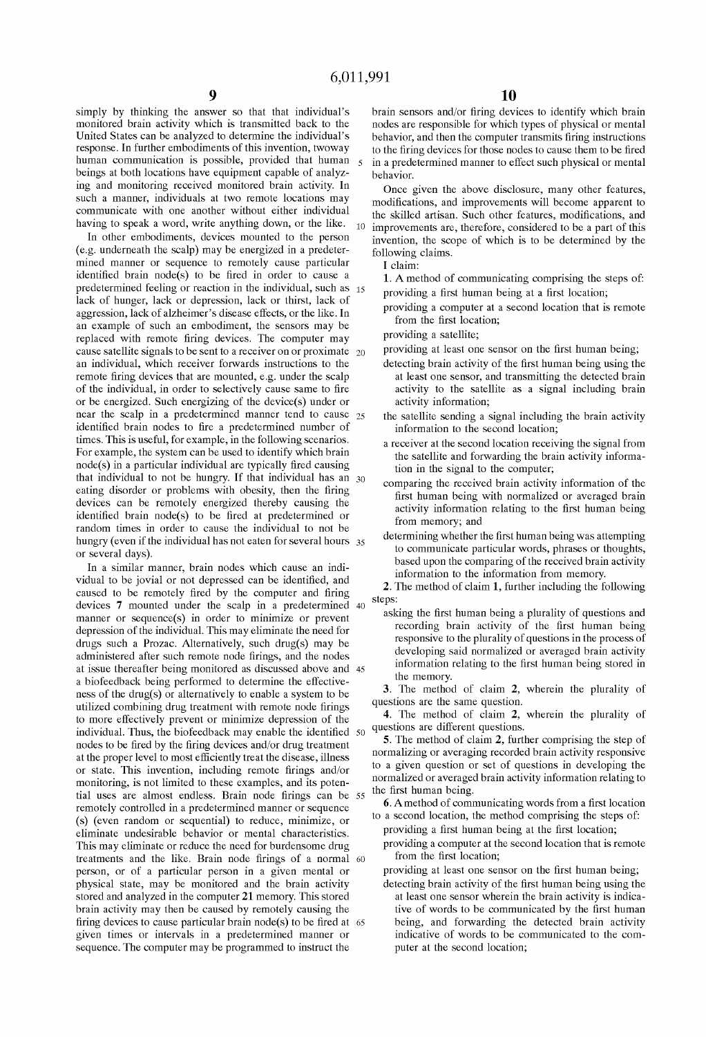simply by thinking the answer so that that individual's monitored brain activity which is transmitted back to the United States can be analyzed to determine the individual's response. In further embodiments of this invention, twoway human communication is possible, provided that human beings at both locations have equipment capable of analyzing and monitoring received monitored brain activity. In such a manner, individuals at two remote locations may communicate with one another without either individual having to speak a word, write anything down, or the like.

In other embodiments, devices mounted to the person (e.g. underneath the scalp) may be energized in a predetermined manner or sequence to remotely cause particular identified brain node(s) to be fired in order to cause a predetermined feeling or reaction in the individual, such as lack of hunger, lack or depression, lack or thirst, lack of aggression, lack of alzheimer's disease effects, or the like. In an example of such an embodiment, the sensors may be replaced with remote firing devices. The computer may cause satellite signals to be sent to a receiver on or proximate an individual, which receiver forwards instructions to the remote firing devices that are mounted, e.g. under the scalp of the individual, in order to selectively cause same to fire or be energized. Such energizing of the device(s) under or near the scalp in a predetermined manner tend to cause identified brain nodes to fire a predetermined number of times. This is useful, for example, in the following scenarios. For example, the system can be used to identify which brain node(s) in a particular individual are typically fired causing that individual to not be hungry. If that individual has an eating disorder or problems with obesity, then the firing devices can be remotely energized thereby causing the identified brain node(s) to be fired at predetermined or random times in order to cause the individual to not be hungry (even if the individual has not eaten for several hours or several days).

In a similar manner, brain nodes which cause an individual to be jovial or not depressed can be identified, and caused to be remotely fired by the computer and firing devices 7 mounted under the scalp in a predetermined manner or sequence(s) in order to minimize or prevent depression of the individual. This may eliminate the need for drugs such a Prozac. Alternatively, such drug(s) may be administered after such remote node firings, and the nodes at issue thereafter being monitored as discussed above and a biofeedback being performed to determine the effectiveness of the drug(s) or alternatively to enable a system to be utilized combining drug treatment with remote node firings to more effectively prevent or minimize depression of the individual. Thus, the biofeedback may enable the identified nodes to be fired by the firing devices and/or drug treatment at the proper level to most efficiently treat the disease, illness or state. This invention, including remote firings and/or monitoring, is not limited to these examples, and its potential uses are almost endless. Brain node firings can be remotely controlled in a predetermined manner or sequence (s) (even random or sequential) to reduce, minimize, or eliminate undesirable behavior or mental characteristics. This may eliminate or reduce the need for burdensome drug treatments and the like. Brain node firings of a normal person, or of a particular person in a given mental or physical state, may be monitored and the brain activity stored and analyzed in the computer 21 memory. This stored brain activity may then be caused by remotely causing the firing devices to cause particular brain node(s) to be fired at given times or intervals in a predetermined manner or sequence. The computer may be programmed to instruct the brain sensors and/or firing devices to identify which brain nodes are responsible for which types of physical or mental behavior, and then the computer transmits firing instructions to the firing devices for those nodes to cause them to be fired in a predetermined manner to effect such physical or mental behavior.

Once given the above disclosure, many other features, modifications, and improvements will become apparent to the skilled artisan. Such other features, modifications, and improvements are, therefore, considered to be a part of this invention, the scope of which is to be determined by the following claims.

I claim:

1. A method of communicating comprising the steps of:
   - providing a first human being at a first location;
   - providing a computer at a second location that is remote from the first location;
   - providing a satellite;
   - providing at least one sensor on the first human being;
   - detecting brain activity of the first human being using the at least one sensor, and transmitting the detected brain activity to the satellite as a signal including brain activity information;
   - the satellite sending a signal including the brain activity information to the second location;
   - a receiver at the second location receiving the signal from the satellite and forwarding the brain activity information in the signal to the computer;
   - comparing the received brain activity information of the first human being with normalized or averaged brain activity information relating to the first human being from memory; and
   - determining whether the first human being was attempting to communicate particular words, phrases or thoughts, based upon the comparing of the received brain activity information to the information from memory.

2. The method of claim 1, further including the following steps:
   - asking the first human being a plurality of questions and recording brain activity of the first human being responsive to the plurality of questions in the process of developing said normalized or averaged brain activity information relating to the first human being stored in the memory.

3. The method of claim 2, wherein the plurality of questions are the same question.

4. The method of claim 2, wherein the plurality of questions are different questions.

5. The method of claim 2, further comprising the step of normalizing or averaging recorded brain activity responsive to a given question or set of questions in developing the normalized or averaged brain activity information relating to the first human being.

6. A method of communicating words from a first location to a second location, the method comprising the steps of:
   - providing a first human being at the first location;
   - providing a computer at the second location that is remote from the first location;
   - providing at least one sensor on the first human being;
   - detecting brain activity of the first human being using the at least one sensor wherein the brain activity is indicative of words to be communicated by the first human being, and forwarding the detected brain activity indicative of words to be communicated to the computer at the second location;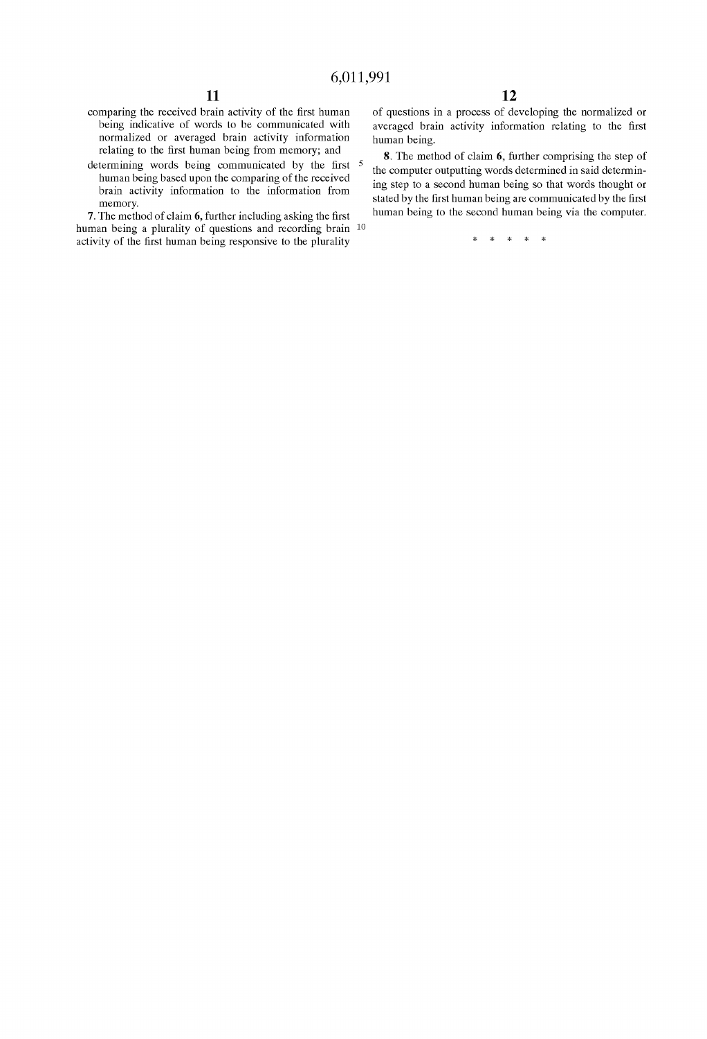comparing the received brain activity of the first human being indicative of words to be communicated with normalized or averaged brain activity information relating to the first human being from memory; and

determining words being communicated by the first human being based upon the comparing of the received brain activity information to the information from memory.

**7**. The method of claim **6**, further including asking the first human being a plurality of questions and recording brain activity of the first human being responsive to the plurality of questions in a process of developing the normalized or averaged brain activity information relating to the first human being.

**8**. The method of claim **6**, further comprising the step of the computer outputting words determined in said determining step to a second human being so that words thought or stated by the first human being are communicated by the first human being to the second human being via the computer.

\* \* \* \* \*